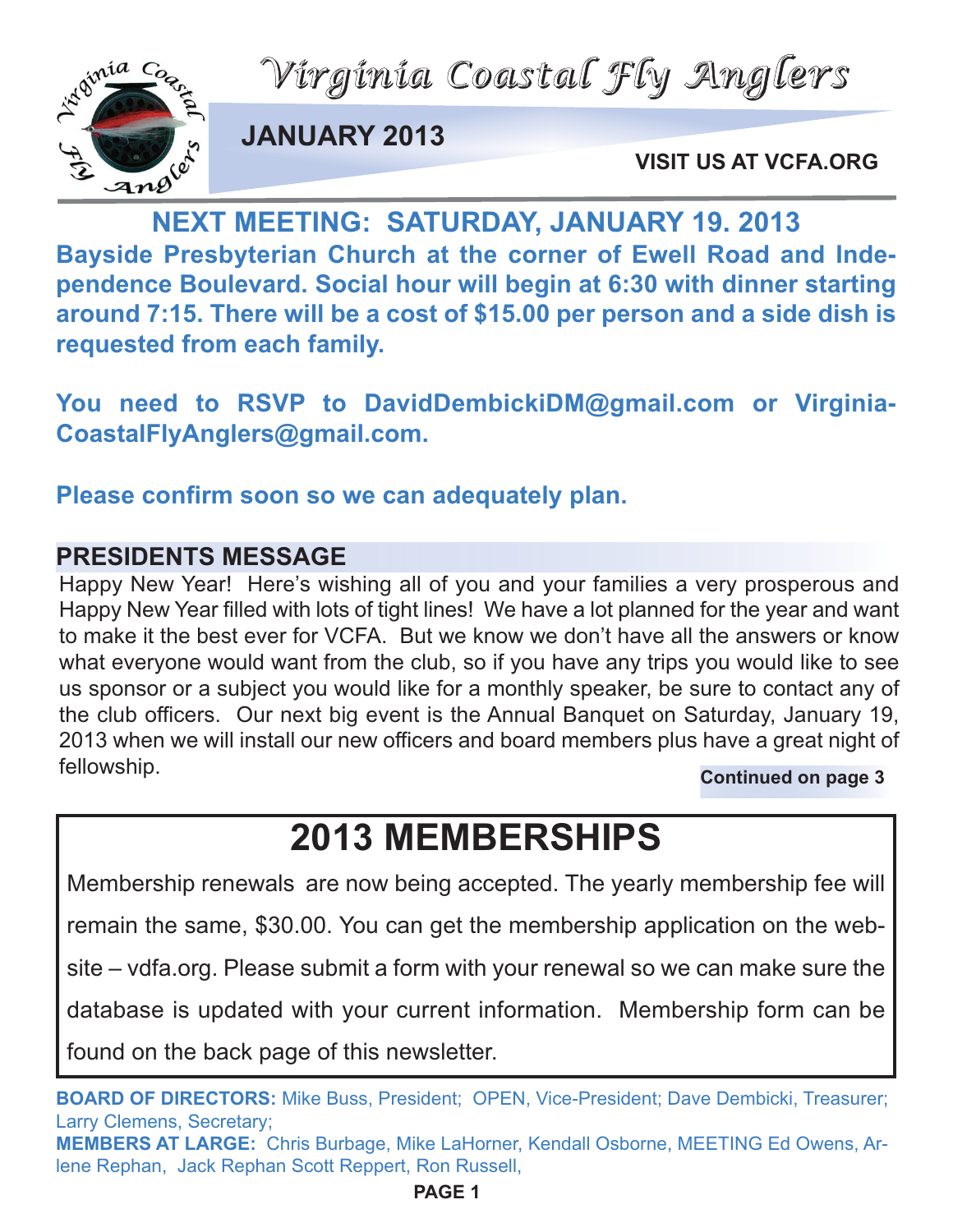# Virginia Coastal Fly Anglers

**JANUARY 2013**

**VISIT US AT VCFA.ORG**

## NEXT MEETING: SATURDAY, JANUARY 19. 2013

**Bayside Presbyterian Church at the corner of Ewell Road and Independence Boulevard. Social hour will begin at 6:30 with dinner starting around 7:15. There will be a cost of $15.00 per person and a side dish is requested from each family.**

**You need to RSVP to DavidDembickiDM@gmail.com or VirginiaCoastalFlyAnglers@gmail.com.**

**Please confirm soon so we can adequately plan.**

## PRESIDENTS MESSAGE

Happy New Year! Here's wishing all of you and your families a very prosperous and Happy New Year filled with lots of tight lines! We have a lot planned for the year and want to make it the best ever for VCFA. But we know we don't have all the answers or know what everyone would want from the club, so if you have any trips you would like to see us sponsor or a subject you would like for a monthly speaker, be sure to contact any of the club officers. Our next big event is the Annual Banquet on Saturday, January 19, 2013 when we will install our new officers and board members plus have a great night of fellowship.

**Continued on page 3**

## 2013 MEMBERSHIPS

Membership renewals are now being accepted. The yearly membership fee will remain the same, $30.00. You can get the membership application on the website – vdfa.org. Please submit a form with your renewal so we can make sure the database is updated with your current information. Membership form can be found on the back page of this newsletter.

**BOARD OF DIRECTORS:** Mike Buss, President; OPEN, Vice-President; Dave Dembicki, Treasurer; Larry Clemens, Secretary;

**MEMBERS AT LARGE:** Chris Burbage, Mike LaHorner, Kendall Osborne, MEETING Ed Owens, Arlene Rephan, Jack Rephan Scott Reppert, Ron Russell,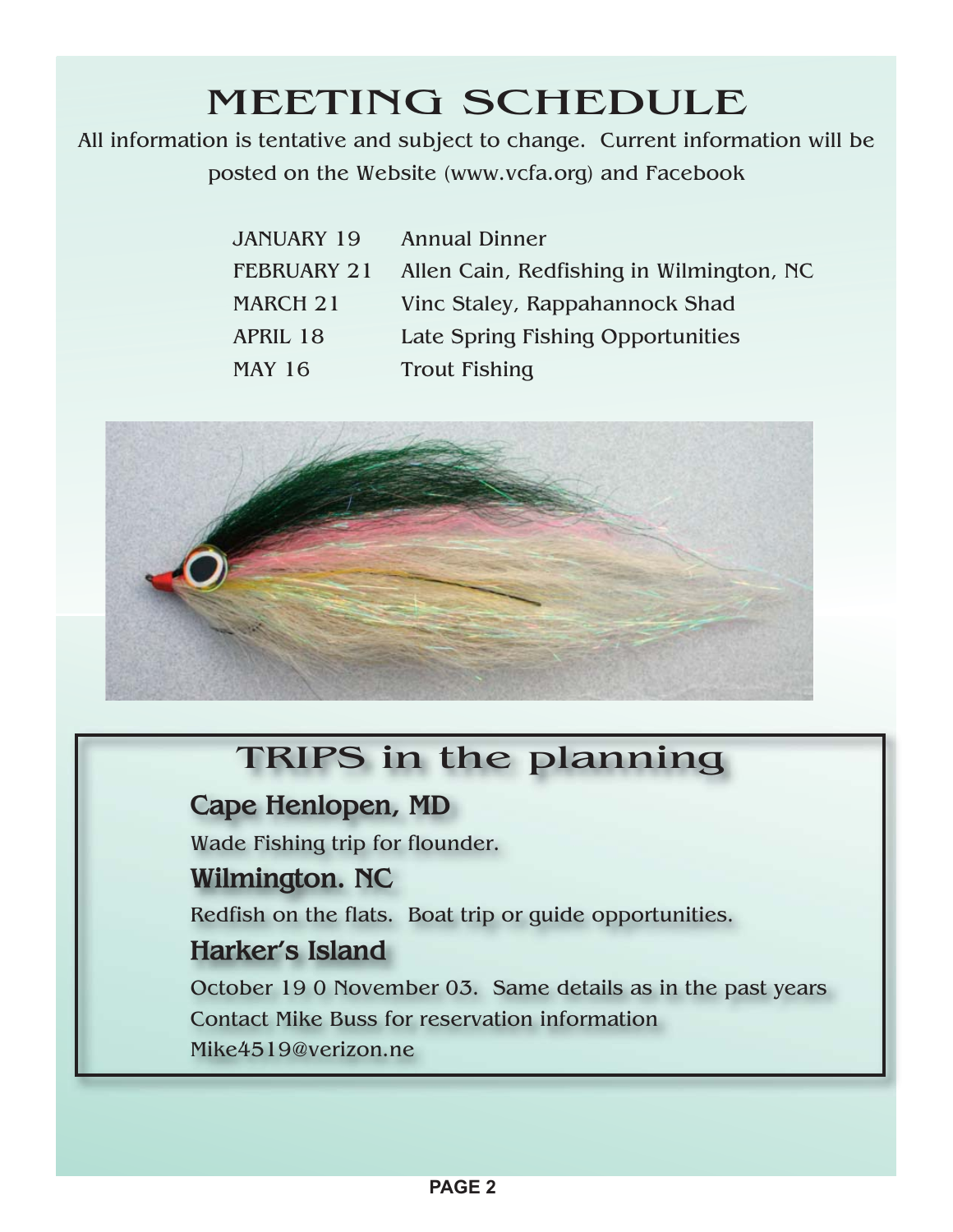# MEETING SCHEDULE

All information is tentative and subject to change. Current information will be posted on the Website (www.vcfa.org) and Facebook

| | |
|---|---|
| JANUARY 19 | Annual Dinner |
| FEBRUARY 21 | Allen Cain, Redfishing in Wilmington, NC |
| MARCH 21 | Vinc Staley, Rappahannock Shad |
| APRIL 18 | Late Spring Fishing Opportunities |
| MAY 16 | Trout Fishing |

# TRIPS in the planning

## Cape Henlopen, MD

Wade Fishing trip for flounder.

## Wilmington. NC

Redfish on the flats. Boat trip or guide opportunities.

## Harker's Island

October 19 0 November 03. Same details as in the past years
Contact Mike Buss for reservation information
Mike4519@verizon.ne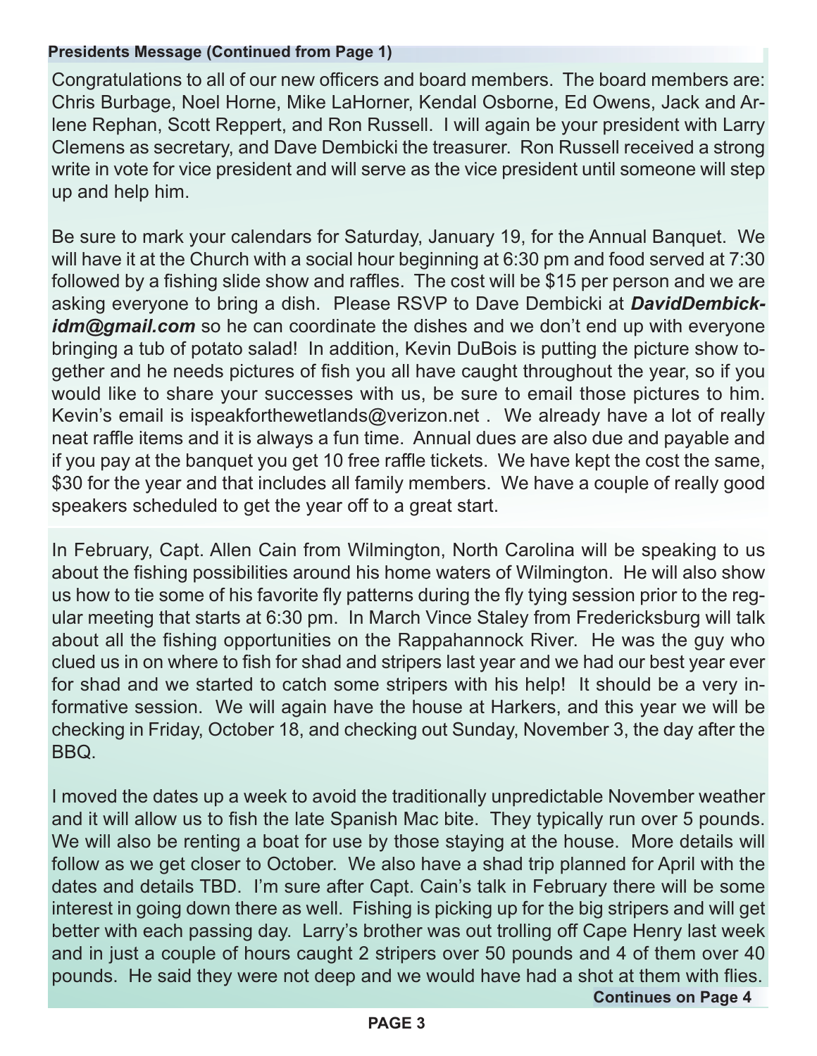**Presidents Message (Continued from Page 1)**

Congratulations to all of our new officers and board members. The board members are: Chris Burbage, Noel Horne, Mike LaHorner, Kendal Osborne, Ed Owens, Jack and Arlene Rephan, Scott Reppert, and Ron Russell. I will again be your president with Larry Clemens as secretary, and Dave Dembicki the treasurer. Ron Russell received a strong write in vote for vice president and will serve as the vice president until someone will step up and help him.

Be sure to mark your calendars for Saturday, January 19, for the Annual Banquet. We will have it at the Church with a social hour beginning at 6:30 pm and food served at 7:30 followed by a fishing slide show and raffles. The cost will be $15 per person and we are asking everyone to bring a dish. Please RSVP to Dave Dembicki at ***DavidDembickidm@gmail.com*** so he can coordinate the dishes and we don't end up with everyone bringing a tub of potato salad! In addition, Kevin DuBois is putting the picture show together and he needs pictures of fish you all have caught throughout the year, so if you would like to share your successes with us, be sure to email those pictures to him. Kevin's email is ispeakforthewetlands@verizon.net . We already have a lot of really neat raffle items and it is always a fun time. Annual dues are also due and payable and if you pay at the banquet you get 10 free raffle tickets. We have kept the cost the same, $30 for the year and that includes all family members. We have a couple of really good speakers scheduled to get the year off to a great start.

In February, Capt. Allen Cain from Wilmington, North Carolina will be speaking to us about the fishing possibilities around his home waters of Wilmington. He will also show us how to tie some of his favorite fly patterns during the fly tying session prior to the regular meeting that starts at 6:30 pm. In March Vince Staley from Fredericksburg will talk about all the fishing opportunities on the Rappahannock River. He was the guy who clued us in on where to fish for shad and stripers last year and we had our best year ever for shad and we started to catch some stripers with his help! It should be a very informative session. We will again have the house at Harkers, and this year we will be checking in Friday, October 18, and checking out Sunday, November 3, the day after the BBQ.

I moved the dates up a week to avoid the traditionally unpredictable November weather and it will allow us to fish the late Spanish Mac bite. They typically run over 5 pounds. We will also be renting a boat for use by those staying at the house. More details will follow as we get closer to October. We also have a shad trip planned for April with the dates and details TBD. I'm sure after Capt. Cain's talk in February there will be some interest in going down there as well. Fishing is picking up for the big stripers and will get better with each passing day. Larry's brother was out trolling off Cape Henry last week and in just a couple of hours caught 2 stripers over 50 pounds and 4 of them over 40 pounds. He said they were not deep and we would have had a shot at them with flies.

**Continues on Page 4**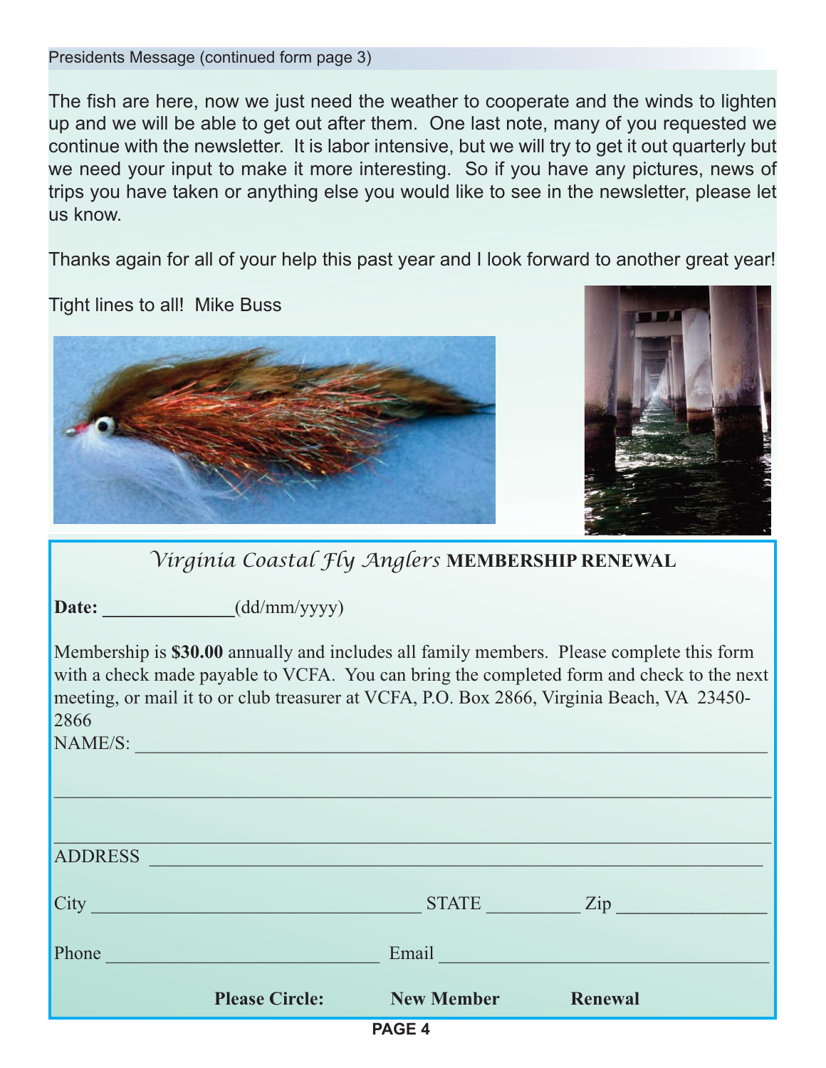Presidents Message (continued form page 3)

The fish are here, now we just need the weather to cooperate and the winds to lighten up and we will be able to get out after them. One last note, many of you requested we continue with the newsletter. It is labor intensive, but we will try to get it out quarterly but we need your input to make it more interesting. So if you have any pictures, news of trips you have taken or anything else you would like to see in the newsletter, please let us know.

Thanks again for all of your help this past year and I look forward to another great year!

Tight lines to all! Mike Buss

## *Virginia Coastal Fly Anglers* MEMBERSHIP RENEWAL

**Date:** ______________(dd/mm/yyyy)

Membership is **$30.00** annually and includes all family members. Please complete this form with a check made payable to VCFA. You can bring the completed form and check to the next meeting, or mail it to or club treasurer at VCFA, P.O. Box 2866, Virginia Beach, VA 23450-2866

NAME/S: ________________________________________________________________

________________________________________________________________________

________________________________________________________________________

ADDRESS ________________________________________________________________

City ____________________________________ STATE __________ Zip ________________

Phone ______________________________ Email ____________________________________

**Please Circle:** **New Member** **Renewal**